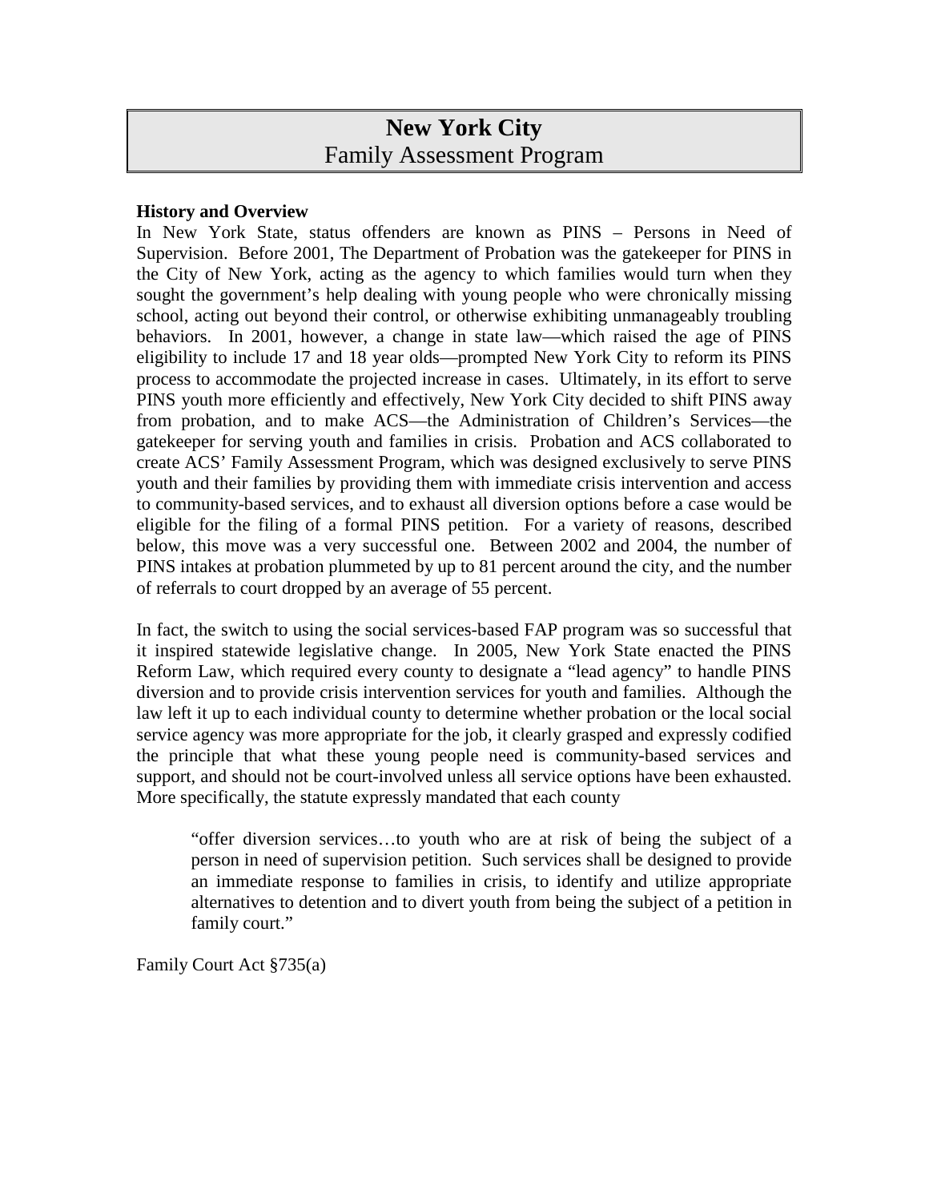# New York City
## Family Assessment Program

**History and Overview**

In New York State, status offenders are known as PINS – Persons in Need of Supervision. Before 2001, The Department of Probation was the gatekeeper for PINS in the City of New York, acting as the agency to which families would turn when they sought the government's help dealing with young people who were chronically missing school, acting out beyond their control, or otherwise exhibiting unmanageably troubling behaviors. In 2001, however, a change in state law—which raised the age of PINS eligibility to include 17 and 18 year olds—prompted New York City to reform its PINS process to accommodate the projected increase in cases. Ultimately, in its effort to serve PINS youth more efficiently and effectively, New York City decided to shift PINS away from probation, and to make ACS—the Administration of Children's Services—the gatekeeper for serving youth and families in crisis. Probation and ACS collaborated to create ACS' Family Assessment Program, which was designed exclusively to serve PINS youth and their families by providing them with immediate crisis intervention and access to community-based services, and to exhaust all diversion options before a case would be eligible for the filing of a formal PINS petition. For a variety of reasons, described below, this move was a very successful one. Between 2002 and 2004, the number of PINS intakes at probation plummeted by up to 81 percent around the city, and the number of referrals to court dropped by an average of 55 percent.

In fact, the switch to using the social services-based FAP program was so successful that it inspired statewide legislative change. In 2005, New York State enacted the PINS Reform Law, which required every county to designate a "lead agency" to handle PINS diversion and to provide crisis intervention services for youth and families. Although the law left it up to each individual county to determine whether probation or the local social service agency was more appropriate for the job, it clearly grasped and expressly codified the principle that what these young people need is community-based services and support, and should not be court-involved unless all service options have been exhausted. More specifically, the statute expressly mandated that each county

> "offer diversion services…to youth who are at risk of being the subject of a person in need of supervision petition. Such services shall be designed to provide an immediate response to families in crisis, to identify and utilize appropriate alternatives to detention and to divert youth from being the subject of a petition in family court."

Family Court Act §735(a)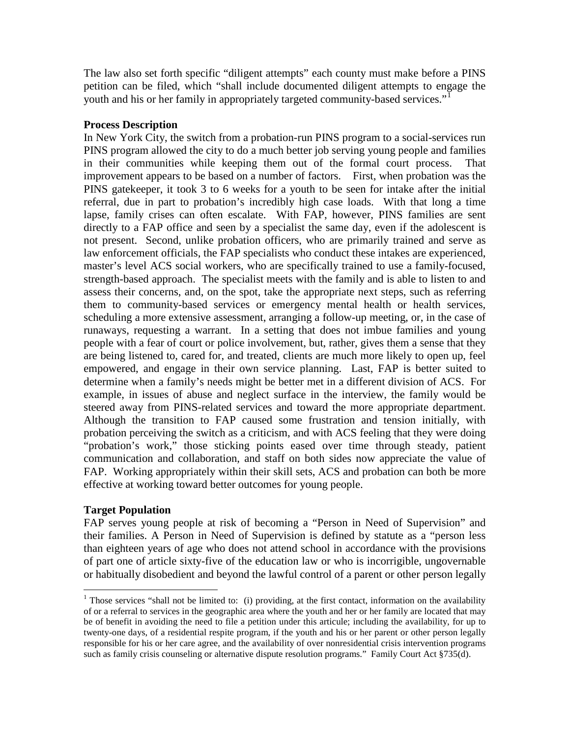The law also set forth specific "diligent attempts" each county must make before a PINS petition can be filed, which "shall include documented diligent attempts to engage the youth and his or her family in appropriately targeted community-based services."[1]

**Process Description**

In New York City, the switch from a probation-run PINS program to a social-services run PINS program allowed the city to do a much better job serving young people and families in their communities while keeping them out of the formal court process. That improvement appears to be based on a number of factors. First, when probation was the PINS gatekeeper, it took 3 to 6 weeks for a youth to be seen for intake after the initial referral, due in part to probation's incredibly high case loads. With that long a time lapse, family crises can often escalate. With FAP, however, PINS families are sent directly to a FAP office and seen by a specialist the same day, even if the adolescent is not present. Second, unlike probation officers, who are primarily trained and serve as law enforcement officials, the FAP specialists who conduct these intakes are experienced, master's level ACS social workers, who are specifically trained to use a family-focused, strength-based approach. The specialist meets with the family and is able to listen to and assess their concerns, and, on the spot, take the appropriate next steps, such as referring them to community-based services or emergency mental health or health services, scheduling a more extensive assessment, arranging a follow-up meeting, or, in the case of runaways, requesting a warrant. In a setting that does not imbue families and young people with a fear of court or police involvement, but, rather, gives them a sense that they are being listened to, cared for, and treated, clients are much more likely to open up, feel empowered, and engage in their own service planning. Last, FAP is better suited to determine when a family's needs might be better met in a different division of ACS. For example, in issues of abuse and neglect surface in the interview, the family would be steered away from PINS-related services and toward the more appropriate department. Although the transition to FAP caused some frustration and tension initially, with probation perceiving the switch as a criticism, and with ACS feeling that they were doing "probation's work," those sticking points eased over time through steady, patient communication and collaboration, and staff on both sides now appreciate the value of FAP. Working appropriately within their skill sets, ACS and probation can both be more effective at working toward better outcomes for young people.

**Target Population**

FAP serves young people at risk of becoming a "Person in Need of Supervision" and their families. A Person in Need of Supervision is defined by statute as a "person less than eighteen years of age who does not attend school in accordance with the provisions of part one of article sixty-five of the education law or who is incorrigible, ungovernable or habitually disobedient and beyond the lawful control of a parent or other person legally

[1] Those services "shall not be limited to: (i) providing, at the first contact, information on the availability of or a referral to services in the geographic area where the youth and her or her family are located that may be of benefit in avoiding the need to file a petition under this article; including the availability, for up to twenty-one days, of a residential respite program, if the youth and his or her parent or other person legally responsible for his or her care agree, and the availability of over nonresidential crisis intervention programs such as family crisis counseling or alternative dispute resolution programs." Family Court Act §735(d).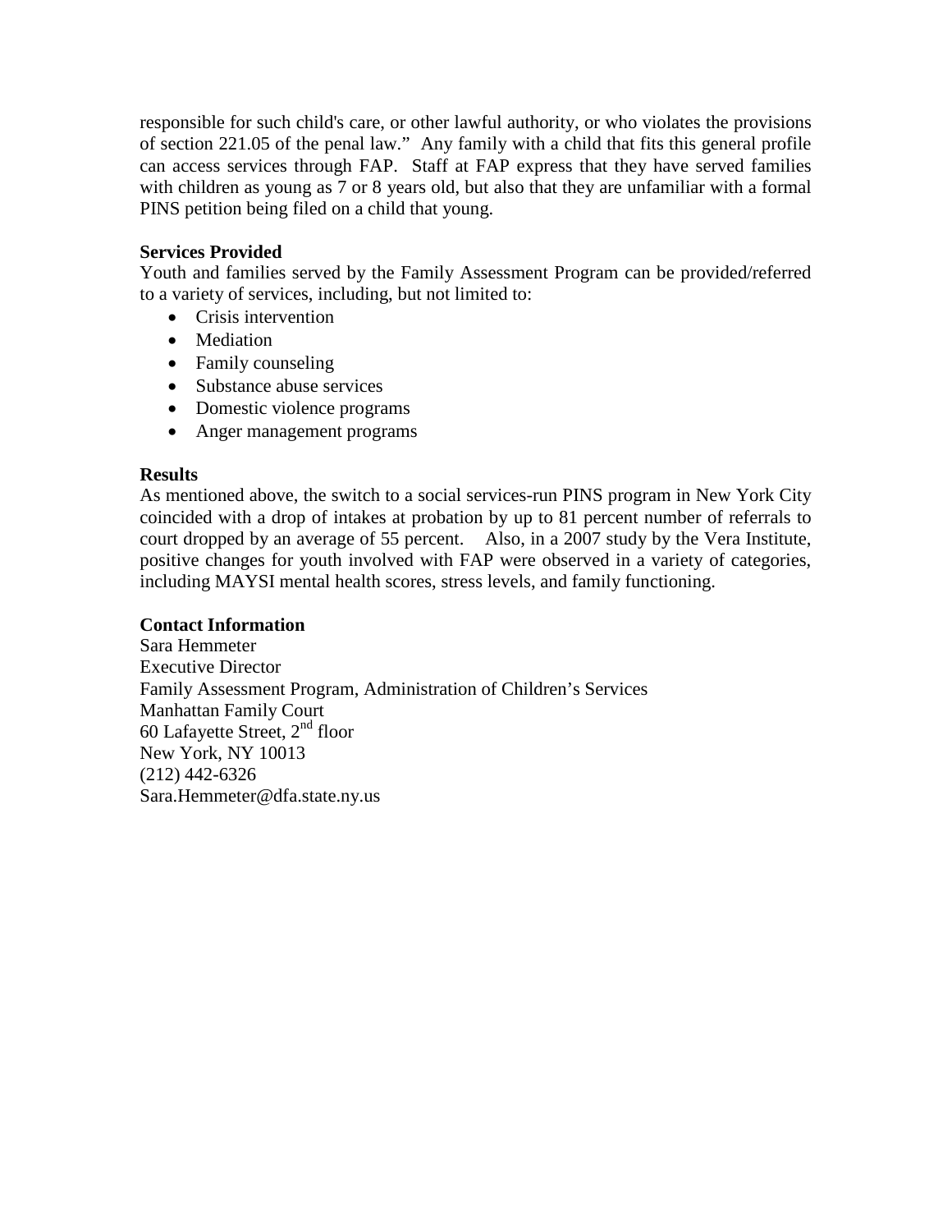responsible for such child's care, or other lawful authority, or who violates the provisions of section 221.05 of the penal law." Any family with a child that fits this general profile can access services through FAP. Staff at FAP express that they have served families with children as young as 7 or 8 years old, but also that they are unfamiliar with a formal PINS petition being filed on a child that young.

**Services Provided**

Youth and families served by the Family Assessment Program can be provided/referred to a variety of services, including, but not limited to:

- Crisis intervention
- Mediation
- Family counseling
- Substance abuse services
- Domestic violence programs
- Anger management programs

**Results**

As mentioned above, the switch to a social services-run PINS program in New York City coincided with a drop of intakes at probation by up to 81 percent number of referrals to court dropped by an average of 55 percent. Also, in a 2007 study by the Vera Institute, positive changes for youth involved with FAP were observed in a variety of categories, including MAYSI mental health scores, stress levels, and family functioning.

**Contact Information**

Sara Hemmeter
Executive Director
Family Assessment Program, Administration of Children's Services
Manhattan Family Court
60 Lafayette Street, 2nd floor
New York, NY 10013
(212) 442-6326
Sara.Hemmeter@dfa.state.ny.us